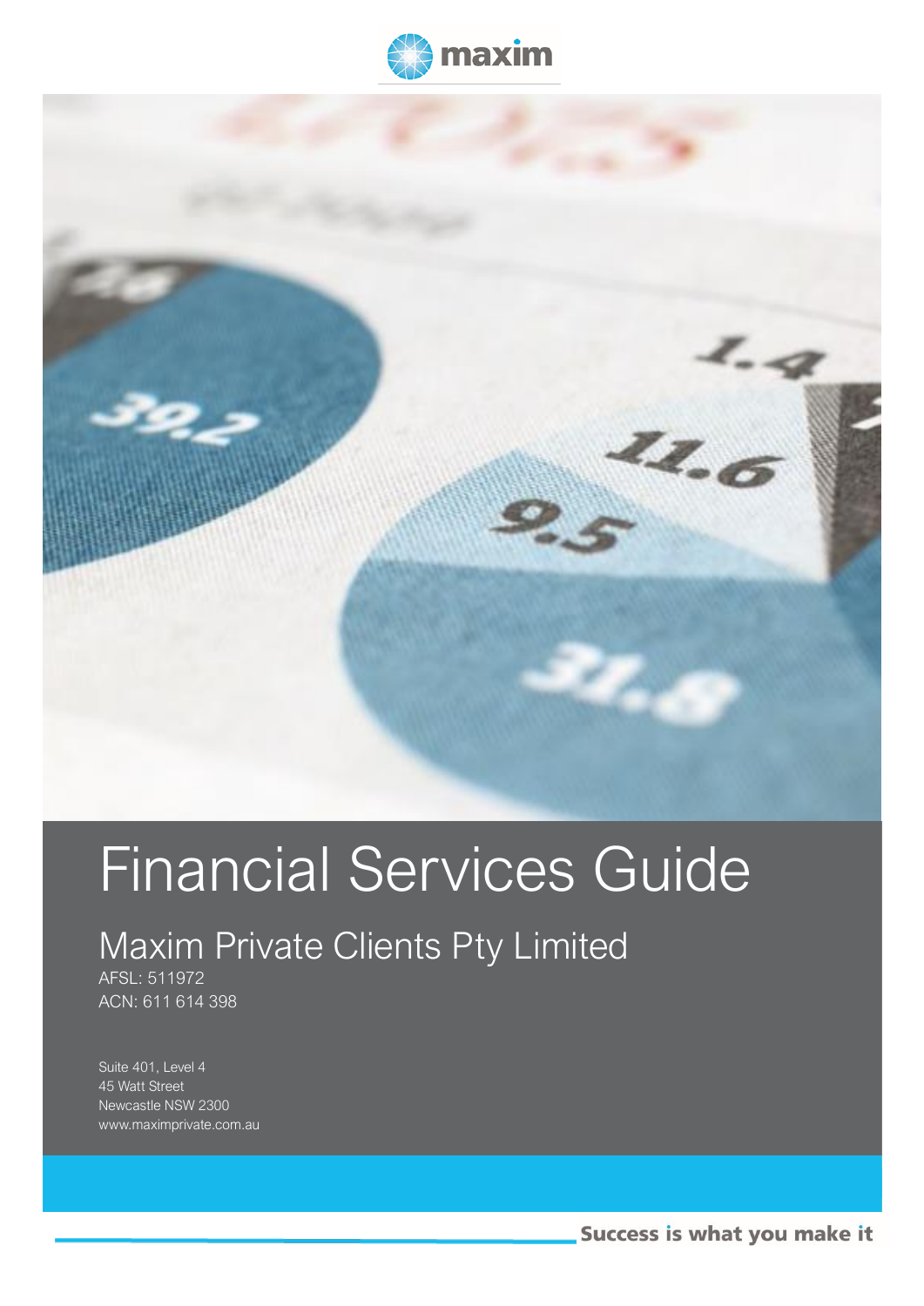maxim

# Financial Services Guide

## Maxim Private Clients Pty Limited

AFSL: 511972
ACN: 611 614 398

Suite 401, Level 4
45 Watt Street
Newcastle NSW 2300
www.maximprivate.com.au

**Success is what you make it**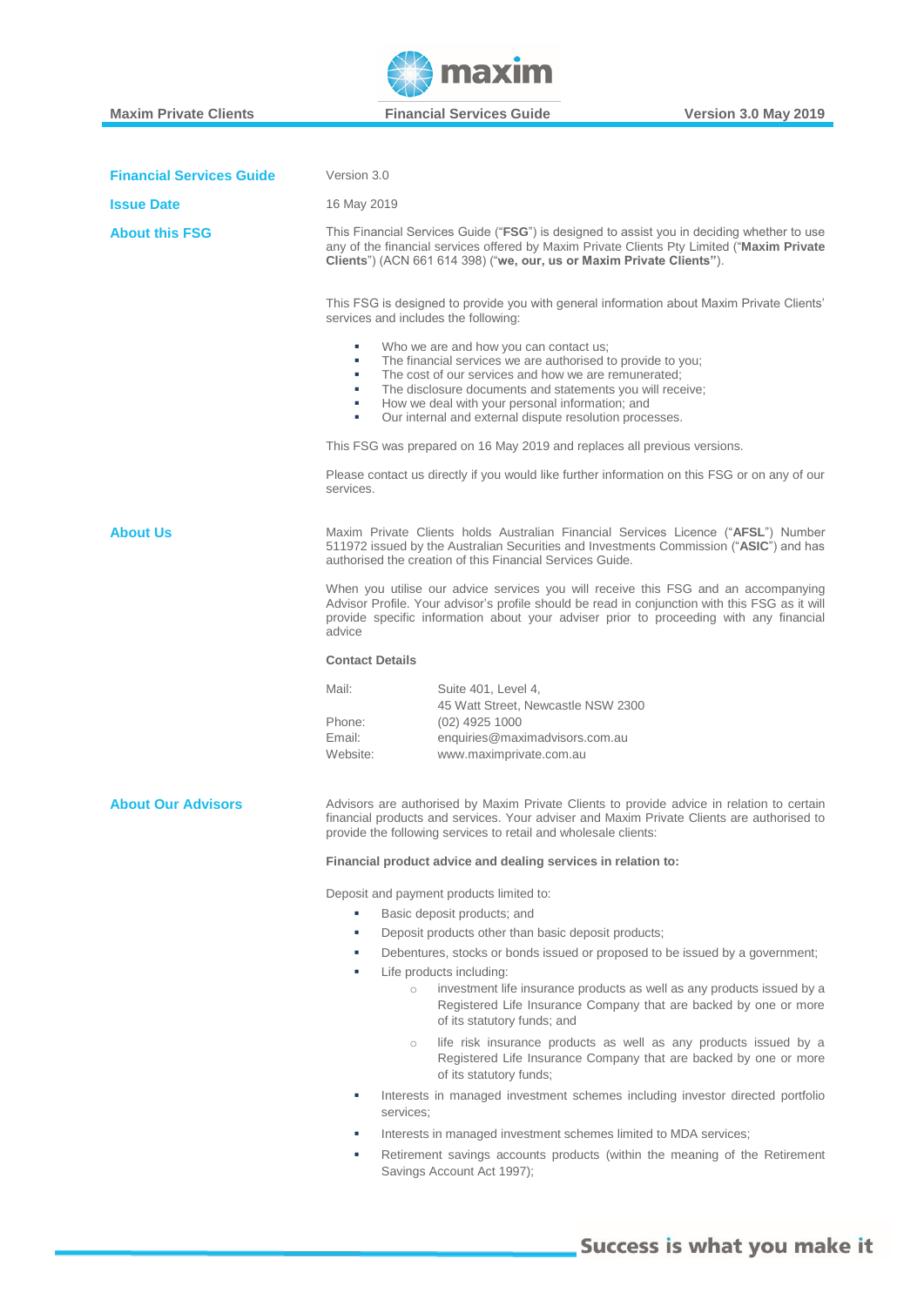## Financial Services Guide

Version 3.0

## Issue Date

16 May 2019

## About this FSG

This Financial Services Guide ("**FSG**") is designed to assist you in deciding whether to use any of the financial services offered by Maxim Private Clients Pty Limited ("**Maxim Private Clients**") (ACN 661 614 398) ("**we, our, us or Maxim Private Clients"**).

This FSG is designed to provide you with general information about Maxim Private Clients' services and includes the following:

- Who we are and how you can contact us;
- The financial services we are authorised to provide to you;
- The cost of our services and how we are remunerated;
- The disclosure documents and statements you will receive;
- How we deal with your personal information; and
- Our internal and external dispute resolution processes.

This FSG was prepared on 16 May 2019 and replaces all previous versions.

Please contact us directly if you would like further information on this FSG or on any of our services.

## About Us

Maxim Private Clients holds Australian Financial Services Licence ("**AFSL**") Number 511972 issued by the Australian Securities and Investments Commission ("**ASIC**") and has authorised the creation of this Financial Services Guide.

When you utilise our advice services you will receive this FSG and an accompanying Advisor Profile. Your advisor's profile should be read in conjunction with this FSG as it will provide specific information about your adviser prior to proceeding with any financial advice

**Contact Details**

| | |
|---|---|
| Mail: | Suite 401, Level 4, 45 Watt Street, Newcastle NSW 2300 |
| Phone: | (02) 4925 1000 |
| Email: | enquiries@maximadvisors.com.au |
| Website: | www.maximprivate.com.au |

## About Our Advisors

Advisors are authorised by Maxim Private Clients to provide advice in relation to certain financial products and services. Your adviser and Maxim Private Clients are authorised to provide the following services to retail and wholesale clients:

**Financial product advice and dealing services in relation to:**

Deposit and payment products limited to:

- Basic deposit products; and
- Deposit products other than basic deposit products;
- Debentures, stocks or bonds issued or proposed to be issued by a government;
- Life products including:
  - investment life insurance products as well as any products issued by a Registered Life Insurance Company that are backed by one or more of its statutory funds; and
  - life risk insurance products as well as any products issued by a Registered Life Insurance Company that are backed by one or more of its statutory funds;
- Interests in managed investment schemes including investor directed portfolio services;
- Interests in managed investment schemes limited to MDA services;
- Retirement savings accounts products (within the meaning of the Retirement Savings Account Act 1997);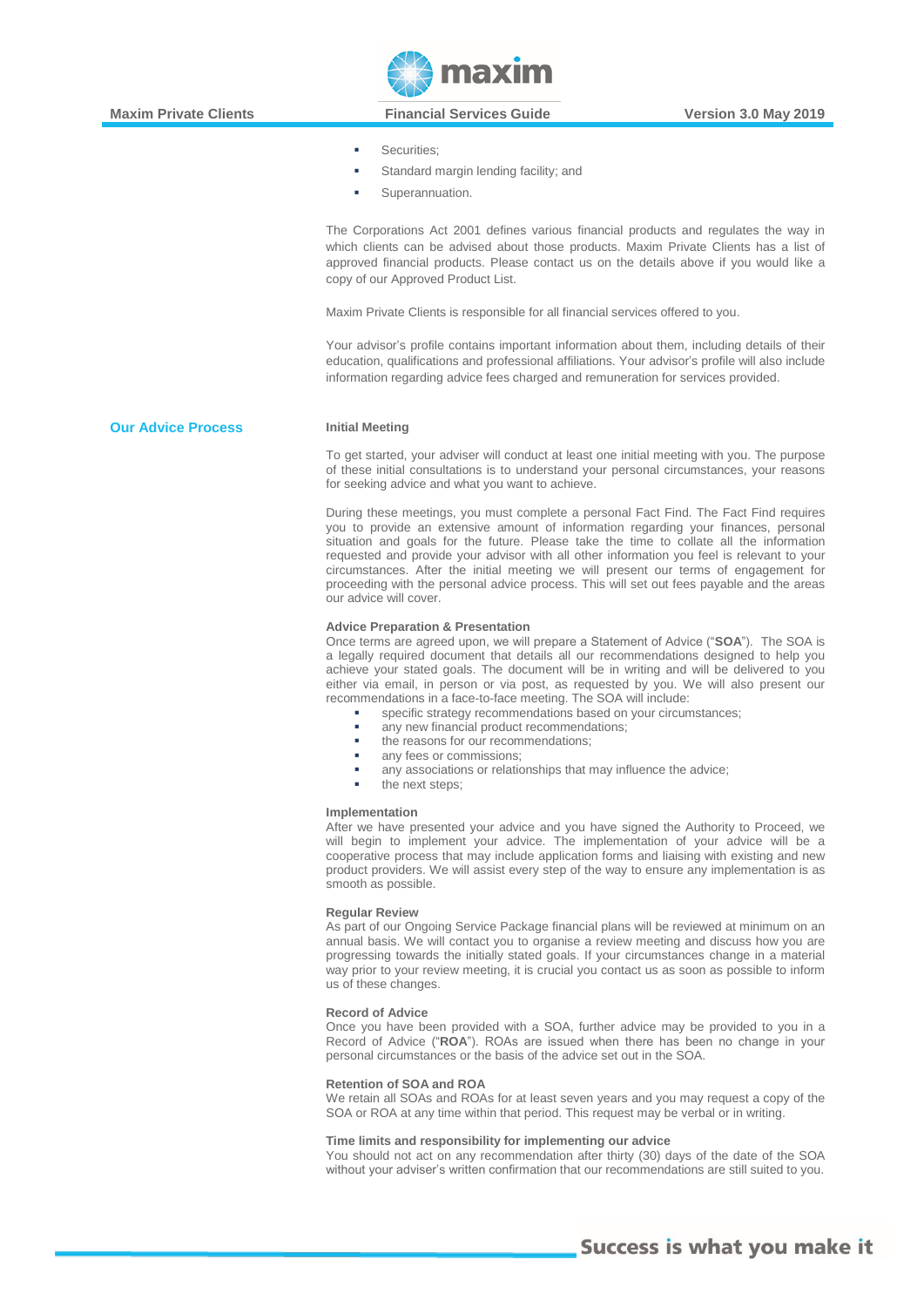- Securities;
- Standard margin lending facility; and
- Superannuation.

The Corporations Act 2001 defines various financial products and regulates the way in which clients can be advised about those products. Maxim Private Clients has a list of approved financial products. Please contact us on the details above if you would like a copy of our Approved Product List.

Maxim Private Clients is responsible for all financial services offered to you.

Your advisor's profile contains important information about them, including details of their education, qualifications and professional affiliations. Your advisor's profile will also include information regarding advice fees charged and remuneration for services provided.

## Our Advice Process

### Initial Meeting

To get started, your adviser will conduct at least one initial meeting with you. The purpose of these initial consultations is to understand your personal circumstances, your reasons for seeking advice and what you want to achieve.

During these meetings, you must complete a personal Fact Find. The Fact Find requires you to provide an extensive amount of information regarding your finances, personal situation and goals for the future. Please take the time to collate all the information requested and provide your advisor with all other information you feel is relevant to your circumstances. After the initial meeting we will present our terms of engagement for proceeding with the personal advice process. This will set out fees payable and the areas our advice will cover.

### Advice Preparation & Presentation

Once terms are agreed upon, we will prepare a Statement of Advice ("**SOA**"). The SOA is a legally required document that details all our recommendations designed to help you achieve your stated goals. The document will be in writing and will be delivered to you either via email, in person or via post, as requested by you. We will also present our recommendations in a face-to-face meeting. The SOA will include:

- specific strategy recommendations based on your circumstances;
- any new financial product recommendations;
- the reasons for our recommendations;
- any fees or commissions;
- any associations or relationships that may influence the advice;
- the next steps;

### Implementation

After we have presented your advice and you have signed the Authority to Proceed, we will begin to implement your advice. The implementation of your advice will be a cooperative process that may include application forms and liaising with existing and new product providers. We will assist every step of the way to ensure any implementation is as smooth as possible.

### Regular Review

As part of our Ongoing Service Package financial plans will be reviewed at minimum on an annual basis. We will contact you to organise a review meeting and discuss how you are progressing towards the initially stated goals. If your circumstances change in a material way prior to your review meeting, it is crucial you contact us as soon as possible to inform us of these changes.

### Record of Advice

Once you have been provided with a SOA, further advice may be provided to you in a Record of Advice ("**ROA**"). ROAs are issued when there has been no change in your personal circumstances or the basis of the advice set out in the SOA.

### Retention of SOA and ROA

We retain all SOAs and ROAs for at least seven years and you may request a copy of the SOA or ROA at any time within that period. This request may be verbal or in writing.

### Time limits and responsibility for implementing our advice

You should not act on any recommendation after thirty (30) days of the date of the SOA without your adviser's written confirmation that our recommendations are still suited to you.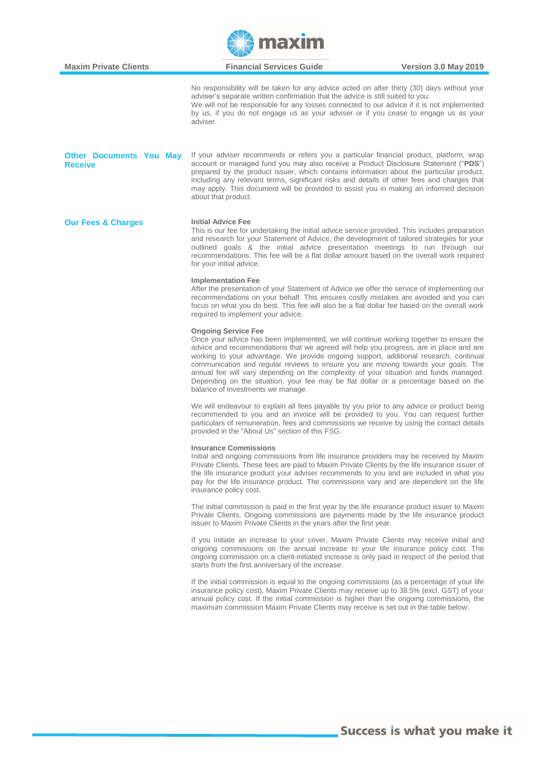No responsibility will be taken for any advice acted on after thirty (30) days without your adviser's separate written confirmation that the advice is still suited to you.
We will not be responsible for any losses connected to our advice if it is not implemented by us, if you do not engage us as your adviser or if you cease to engage us as your adviser.

## Other Documents You May Receive

If your adviser recommends or refers you a particular financial product, platform, wrap account or managed fund you may also receive a Product Disclosure Statement ("**PDS**") prepared by the product issuer, which contains information about the particular product, including any relevant terms, significant risks and details of other fees and charges that may apply. This document will be provided to assist you in making an informed decision about that product.

## Our Fees & Charges

**Initial Advice Fee**
This is our fee for undertaking the initial advice service provided. This includes preparation and research for your Statement of Advice, the development of tailored strategies for your outlined goals & the initial advice presentation meetings to run through our recommendations. This fee will be a flat dollar amount based on the overall work required for your initial advice.

**Implementation Fee**
After the presentation of your Statement of Advice we offer the service of implementing our recommendations on your behalf. This ensures costly mistakes are avoided and you can focus on what you do best. This fee will also be a flat dollar fee based on the overall work required to implement your advice.

**Ongoing Service Fee**
Once your advice has been implemented, we will continue working together to ensure the advice and recommendations that we agreed will help you progress, are in place and are working to your advantage. We provide ongoing support, additional research, continual communication and regular reviews to ensure you are moving towards your goals. The annual fee will vary depending on the complexity of your situation and funds managed. Depending on the situation, your fee may be flat dollar or a percentage based on the balance of investments we manage.

We will endeavour to explain all fees payable by you prior to any advice or product being recommended to you and an invoice will be provided to you. You can request further particulars of remuneration, fees and commissions we receive by using the contact details provided in the "About Us" section of this FSG.

**Insurance Commissions**
Initial and ongoing commissions from life insurance providers may be received by Maxim Private Clients. These fees are paid to Maxim Private Clients by the life insurance issuer of the life insurance product your adviser recommends to you and are included in what you pay for the life insurance product. The commissions vary and are dependent on the life insurance policy cost.

The initial commission is paid in the first year by the life insurance product issuer to Maxim Private Clients. Ongoing commissions are payments made by the life insurance product issuer to Maxim Private Clients in the years after the first year.

If you initiate an increase to your cover, Maxim Private Clients may receive initial and ongoing commissions on the annual increase to your life insurance policy cost. The ongoing commission on a client-initiated increase is only paid in respect of the period that starts from the first anniversary of the increase.

If the initial commission is equal to the ongoing commissions (as a percentage of your life insurance policy cost), Maxim Private Clients may receive up to 38.5% (excl. GST) of your annual policy cost. If the initial commission is higher than the ongoing commissions, the maximum commission Maxim Private Clients may receive is set out in the table below: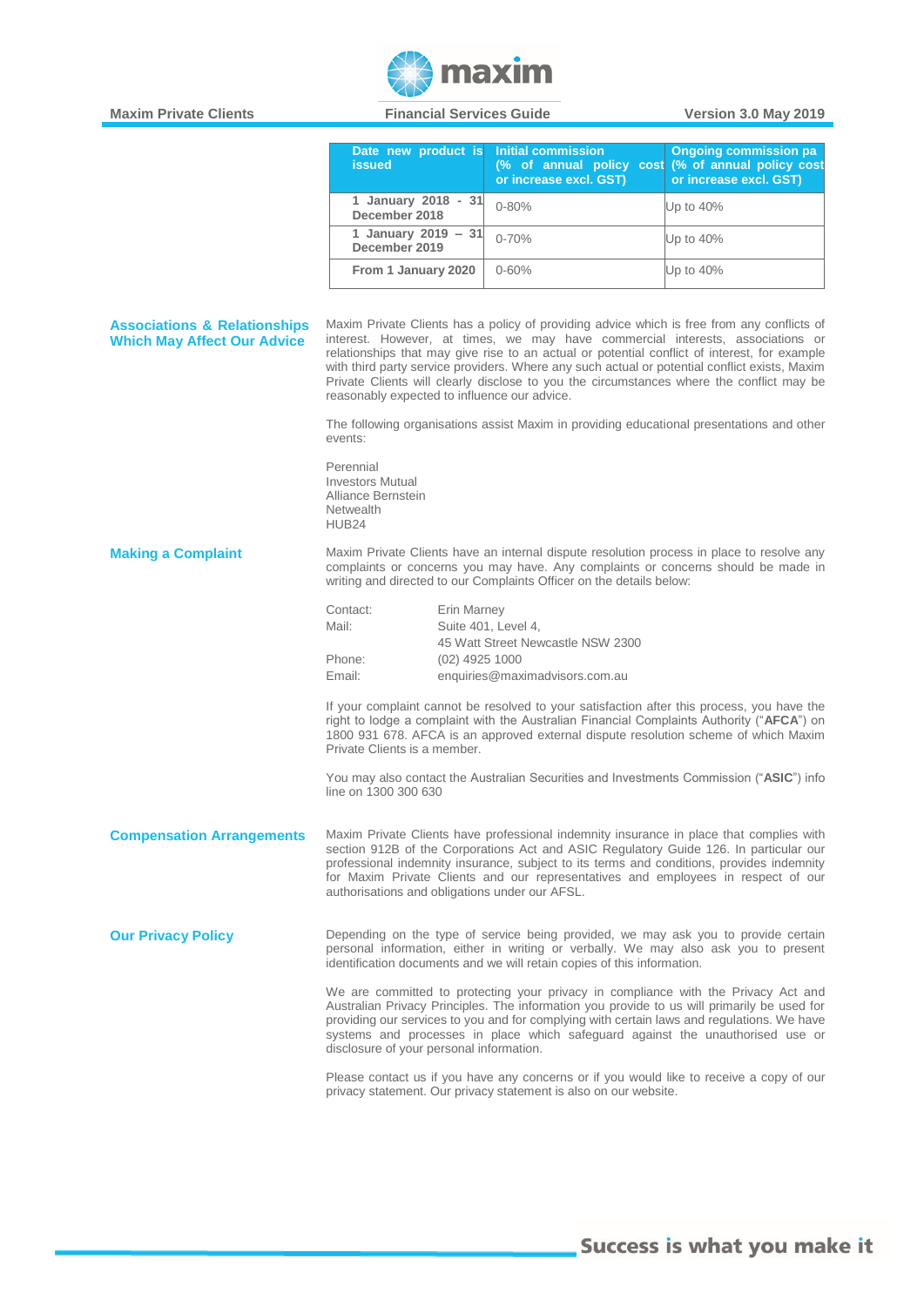| Date new product is issued | Initial commission (% of annual policy cost or increase excl. GST) | Ongoing commission pa (% of annual policy cost or increase excl. GST) |
|---|---|---|
| 1 January 2018 - 31 December 2018 | 0-80% | Up to 40% |
| 1 January 2019 – 31 December 2019 | 0-70% | Up to 40% |
| From 1 January 2020 | 0-60% | Up to 40% |

## Associations & Relationships Which May Affect Our Advice

Maxim Private Clients has a policy of providing advice which is free from any conflicts of interest. However, at times, we may have commercial interests, associations or relationships that may give rise to an actual or potential conflict of interest, for example with third party service providers. Where any such actual or potential conflict exists, Maxim Private Clients will clearly disclose to you the circumstances where the conflict may be reasonably expected to influence our advice.

The following organisations assist Maxim in providing educational presentations and other events:

Perennial
Investors Mutual
Alliance Bernstein
Netwealth
HUB24

## Making a Complaint

Maxim Private Clients have an internal dispute resolution process in place to resolve any complaints or concerns you may have. Any complaints or concerns should be made in writing and directed to our Complaints Officer on the details below:

| | |
|---|---|
| Contact: | Erin Marney |
| Mail: | Suite 401, Level 4, 45 Watt Street Newcastle NSW 2300 |
| Phone: | (02) 4925 1000 |
| Email: | enquiries@maximadvisors.com.au |

If your complaint cannot be resolved to your satisfaction after this process, you have the right to lodge a complaint with the Australian Financial Complaints Authority ("**AFCA**") on 1800 931 678. AFCA is an approved external dispute resolution scheme of which Maxim Private Clients is a member.

You may also contact the Australian Securities and Investments Commission ("**ASIC**") info line on 1300 300 630

## Compensation Arrangements

Maxim Private Clients have professional indemnity insurance in place that complies with section 912B of the Corporations Act and ASIC Regulatory Guide 126. In particular our professional indemnity insurance, subject to its terms and conditions, provides indemnity for Maxim Private Clients and our representatives and employees in respect of our authorisations and obligations under our AFSL.

## Our Privacy Policy

Depending on the type of service being provided, we may ask you to provide certain personal information, either in writing or verbally. We may also ask you to present identification documents and we will retain copies of this information.

We are committed to protecting your privacy in compliance with the Privacy Act and Australian Privacy Principles. The information you provide to us will primarily be used for providing our services to you and for complying with certain laws and regulations. We have systems and processes in place which safeguard against the unauthorised use or disclosure of your personal information.

Please contact us if you have any concerns or if you would like to receive a copy of our privacy statement. Our privacy statement is also on our website.